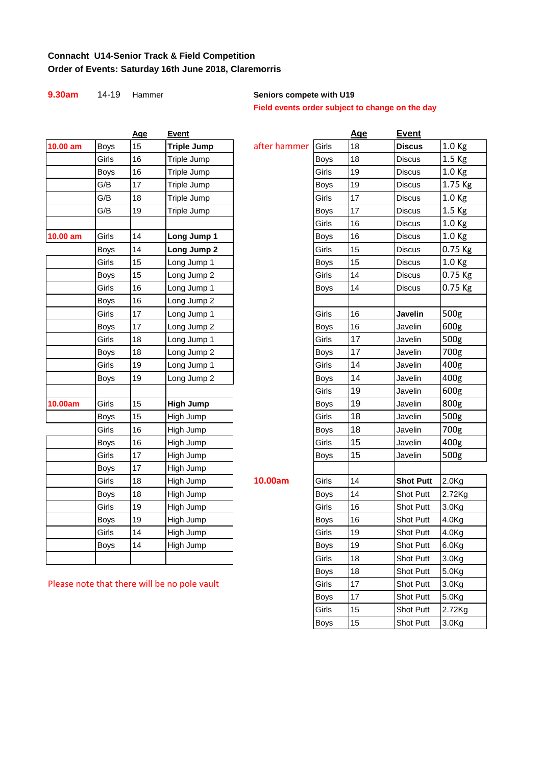**Connacht U14-Senior Track & Field Competition**
**Order of Events: Saturday 16th June 2018, Claremorris**

**9.30am** 14-19 Hammer

**Seniors compete with U19**
**Field events order subject to change on the day**

| | | Age | Event |
|---|---|---|---|
| **10.00 am** | Boys | 15 | **Triple Jump** |
| | Girls | 16 | Triple Jump |
| | Boys | 16 | Triple Jump |
| | G/B | 17 | Triple Jump |
| | G/B | 18 | Triple Jump |
| | G/B | 19 | Triple Jump |
| | | | |
| **10.00 am** | Girls | 14 | **Long Jump 1** |
| | Boys | 14 | **Long Jump 2** |
| | Girls | 15 | Long Jump 1 |
| | Boys | 15 | Long Jump 2 |
| | Girls | 16 | Long Jump 1 |
| | Boys | 16 | Long Jump 2 |
| | Girls | 17 | Long Jump 1 |
| | Boys | 17 | Long Jump 2 |
| | Girls | 18 | Long Jump 1 |
| | Boys | 18 | Long Jump 2 |
| | Girls | 19 | Long Jump 1 |
| | Boys | 19 | Long Jump 2 |
| | | | |
| **10.00am** | Girls | 15 | **High Jump** |
| | Boys | 15 | High Jump |
| | Girls | 16 | High Jump |
| | Boys | 16 | High Jump |
| | Girls | 17 | High Jump |
| | Boys | 17 | High Jump |
| | Girls | 18 | High Jump |
| | Boys | 18 | High Jump |
| | Girls | 19 | High Jump |
| | Boys | 19 | High Jump |
| | Girls | 14 | High Jump |
| | Boys | 14 | High Jump |
| | | | |

Please note that there will be no pole vault

| | | Age | Event | |
|---|---|---|---|---|
| after hammer | Girls | 18 | **Discus** | 1.0 Kg |
| | Boys | 18 | Discus | 1.5 Kg |
| | Girls | 19 | Discus | 1.0 Kg |
| | Boys | 19 | Discus | 1.75 Kg |
| | Girls | 17 | Discus | 1.0 Kg |
| | Boys | 17 | Discus | 1.5 Kg |
| | Girls | 16 | Discus | 1.0 Kg |
| | Boys | 16 | Discus | 1.0 Kg |
| | Girls | 15 | Discus | 0.75 Kg |
| | Boys | 15 | Discus | 1.0 Kg |
| | Girls | 14 | Discus | 0.75 Kg |
| | Boys | 14 | Discus | 0.75 Kg |
| | | | | |
| | Girls | 16 | **Javelin** | 500g |
| | Boys | 16 | Javelin | 600g |
| | Girls | 17 | Javelin | 500g |
| | Boys | 17 | Javelin | 700g |
| | Girls | 14 | Javelin | 400g |
| | Boys | 14 | Javelin | 400g |
| | Girls | 19 | Javelin | 600g |
| | Boys | 19 | Javelin | 800g |
| | Girls | 18 | Javelin | 500g |
| | Boys | 18 | Javelin | 700g |
| | Girls | 15 | Javelin | 400g |
| | Boys | 15 | Javelin | 500g |
| | | | | |
| **10.00am** | Girls | 14 | **Shot Putt** | 2.0Kg |
| | Boys | 14 | Shot Putt | 2.72Kg |
| | Girls | 16 | Shot Putt | 3.0Kg |
| | Boys | 16 | Shot Putt | 4.0Kg |
| | Girls | 19 | Shot Putt | 4.0Kg |
| | Boys | 19 | Shot Putt | 6.0Kg |
| | Girls | 18 | Shot Putt | 3.0Kg |
| | Boys | 18 | Shot Putt | 5.0Kg |
| | Girls | 17 | Shot Putt | 3.0Kg |
| | Boys | 17 | Shot Putt | 5.0Kg |
| | Girls | 15 | Shot Putt | 2.72Kg |
| | Boys | 15 | Shot Putt | 3.0Kg |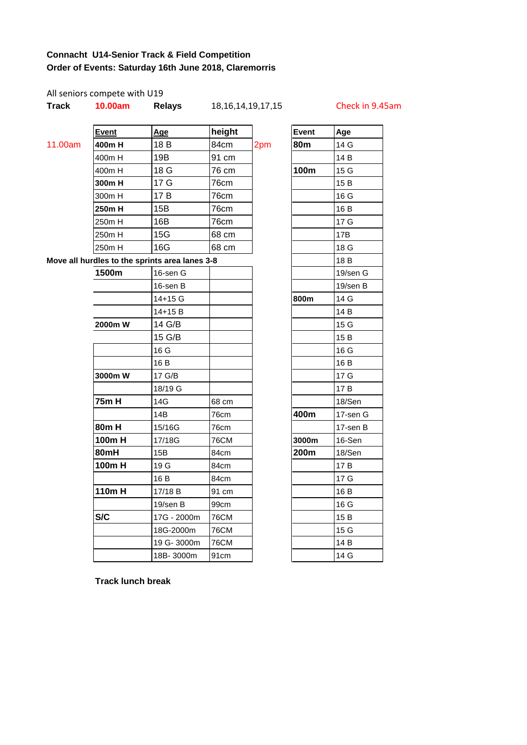**Connacht U14-Senior Track & Field Competition**
**Order of Events: Saturday 16th June 2018, Claremorris**

All seniors compete with U19

**Track** 10.00am **Relays** 18,16,14,19,17,15 Check in 9.45am

11.00am

| Event | Age | height |
|---|---|---|
| **400m H** | 18 B | 84cm |
| 400m H | 19B | 91 cm |
| 400m H | 18 G | 76 cm |
| **300m H** | 17 G | 76cm |
| 300m H | 17 B | 76cm |
| **250m H** | 15B | 76cm |
| 250m H | 16B | 76cm |
| 250m H | 15G | 68 cm |
| 250m H | 16G | 68 cm |
| **Move all hurdles to the sprints area lanes 3-8** | | |
| **1500m** | 16-sen G | |
| | 16-sen B | |
| | 14+15 G | |
| | 14+15 B | |
| **2000m W** | 14 G/B | |
| | 15 G/B | |
| | 16 G | |
| | 16 B | |
| **3000m W** | 17 G/B | |
| | 18/19 G | |
| **75m H** | 14G | 68 cm |
| | 14B | 76cm |
| **80m H** | 15/16G | 76cm |
| **100m H** | 17/18G | 76CM |
| **80mH** | 15B | 84cm |
| **100m H** | 19 G | 84cm |
| | 16 B | 84cm |
| **110m H** | 17/18 B | 91 cm |
| | 19/sen B | 99cm |
| **S/C** | 17G - 2000m | 76CM |
| | 18G-2000m | 76CM |
| | 19 G- 3000m | 76CM |
| | 18B- 3000m | 91cm |

2pm

| Event | Age |
|---|---|
| **80m** | 14 G |
| | 14 B |
| **100m** | 15 G |
| | 15 B |
| | 16 G |
| | 16 B |
| | 17 G |
| | 17B |
| | 18 G |
| | 18 B |
| | 19/sen G |
| | 19/sen B |
| **800m** | 14 G |
| | 14 B |
| | 15 G |
| | 15 B |
| | 16 G |
| | 16 B |
| | 17 G |
| | 17 B |
| | 18/Sen |
| **400m** | 17-sen G |
| | 17-sen B |
| **3000m** | 16-Sen |
| **200m** | 18/Sen |
| | 17 B |
| | 17 G |
| | 16 B |
| | 16 G |
| | 15 B |
| | 15 G |
| | 14 B |
| | 14 G |

**Track lunch break**